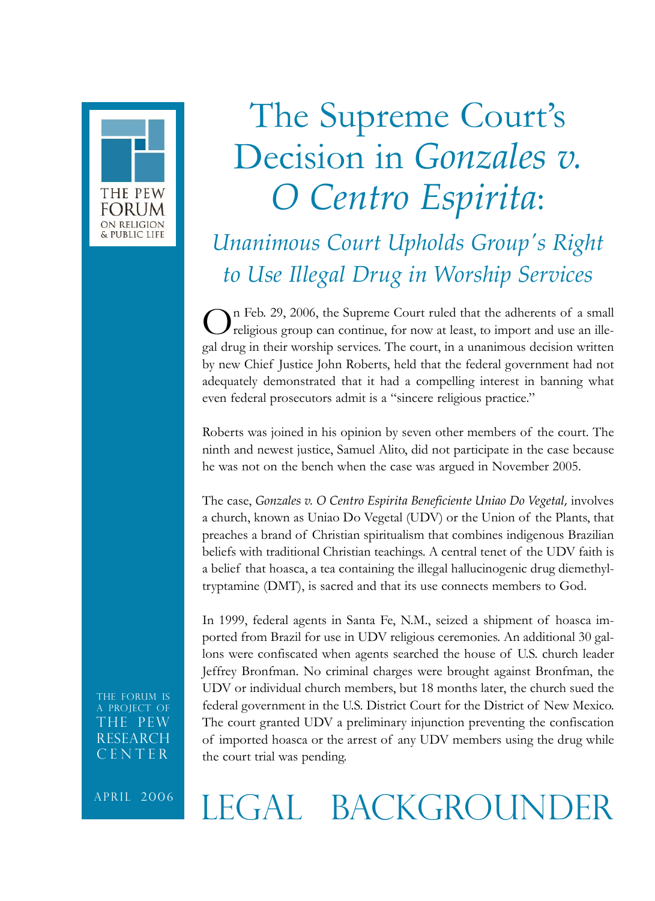# The Supreme Court's Decision in *Gonzales v. O Centro Espirita*:

## *Unanimous Court Upholds Group's Right to Use Illegal Drug in Worship Services*

On Feb. 29, 2006, the Supreme Court ruled that the adherents of a small religious group can continue, for now at least, to import and use an illegal drug in their worship services. The court, in a unanimous decision written by new Chief Justice John Roberts, held that the federal government had not adequately demonstrated that it had a compelling interest in banning what even federal prosecutors admit is a "sincere religious practice."

Roberts was joined in his opinion by seven other members of the court. The ninth and newest justice, Samuel Alito, did not participate in the case because he was not on the bench when the case was argued in November 2005.

The case, *Gonzales v. O Centro Espirita Beneficiente Uniao Do Vegetal*, involves a church, known as Uniao Do Vegetal (UDV) or the Union of the Plants, that preaches a brand of Christian spiritualism that combines indigenous Brazilian beliefs with traditional Christian teachings. A central tenet of the UDV faith is a belief that hoasca, a tea containing the illegal hallucinogenic drug dimethyltryptamine (DMT), is sacred and that its use connects members to God.

In 1999, federal agents in Santa Fe, N.M., seized a shipment of hoasca imported from Brazil for use in UDV religious ceremonies. An additional 30 gallons were confiscated when agents searched the house of U.S. church leader Jeffrey Bronfman. No criminal charges were brought against Bronfman, the UDV or individual church members, but 18 months later, the church sued the federal government in the U.S. District Court for the District of New Mexico. The court granted UDV a preliminary injunction preventing the confiscation of imported hoasca or the arrest of any UDV members using the drug while the court trial was pending.

THE PEW FORUM ON RELIGION & PUBLIC LIFE

THE FORUM IS A PROJECT OF THE PEW RESEARCH CENTER

APRIL 2006

LEGAL BACKGROUNDER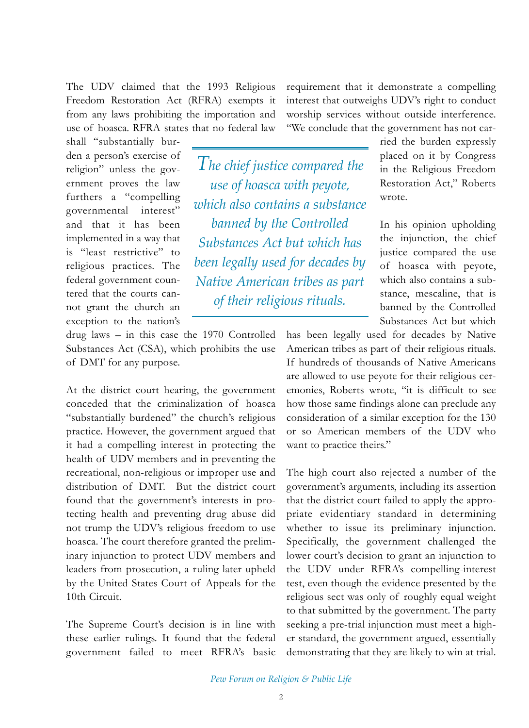The UDV claimed that the 1993 Religious Freedom Restoration Act (RFRA) exempts it from any laws prohibiting the importation and use of hoasca. RFRA states that no federal law shall "substantially burden a person's exercise of religion" unless the government proves the law furthers a "compelling governmental interest" and that it has been implemented in a way that is "least restrictive" to religious practices. The federal government countered that the courts cannot grant the church an exception to the nation's drug laws – in this case the 1970 Controlled Substances Act (CSA), which prohibits the use of DMT for any purpose.

At the district court hearing, the government conceded that the criminalization of hoasca "substantially burdened" the church's religious practice. However, the government argued that it had a compelling interest in protecting the health of UDV members and in preventing the recreational, non-religious or improper use and distribution of DMT. But the district court found that the government's interests in protecting health and preventing drug abuse did not trump the UDV's religious freedom to use hoasca. The court therefore granted the preliminary injunction to protect UDV members and leaders from prosecution, a ruling later upheld by the United States Court of Appeals for the 10th Circuit.

The Supreme Court's decision is in line with these earlier rulings. It found that the federal government failed to meet RFRA's basic requirement that it demonstrate a compelling interest that outweighs UDV's right to conduct worship services without outside interference. "We conclude that the government has not carried the burden expressly placed on it by Congress in the Religious Freedom Restoration Act," Roberts wrote.

*The chief justice compared the use of hoasca with peyote, which also contains a substance banned by the Controlled Substances Act but which has been legally used for decades by Native American tribes as part of their religious rituals.*

In his opinion upholding the injunction, the chief justice compared the use of hoasca with peyote, which also contains a substance, mescaline, that is banned by the Controlled Substances Act but which has been legally used for decades by Native American tribes as part of their religious rituals. If hundreds of thousands of Native Americans are allowed to use peyote for their religious ceremonies, Roberts wrote, "it is difficult to see how those same findings alone can preclude any consideration of a similar exception for the 130 or so American members of the UDV who want to practice theirs."

The high court also rejected a number of the government's arguments, including its assertion that the district court failed to apply the appropriate evidentiary standard in determining whether to issue its preliminary injunction. Specifically, the government challenged the lower court's decision to grant an injunction to the UDV under RFRA's compelling-interest test, even though the evidence presented by the religious sect was only of roughly equal weight to that submitted by the government. The party seeking a pre-trial injunction must meet a higher standard, the government argued, essentially demonstrating that they are likely to win at trial.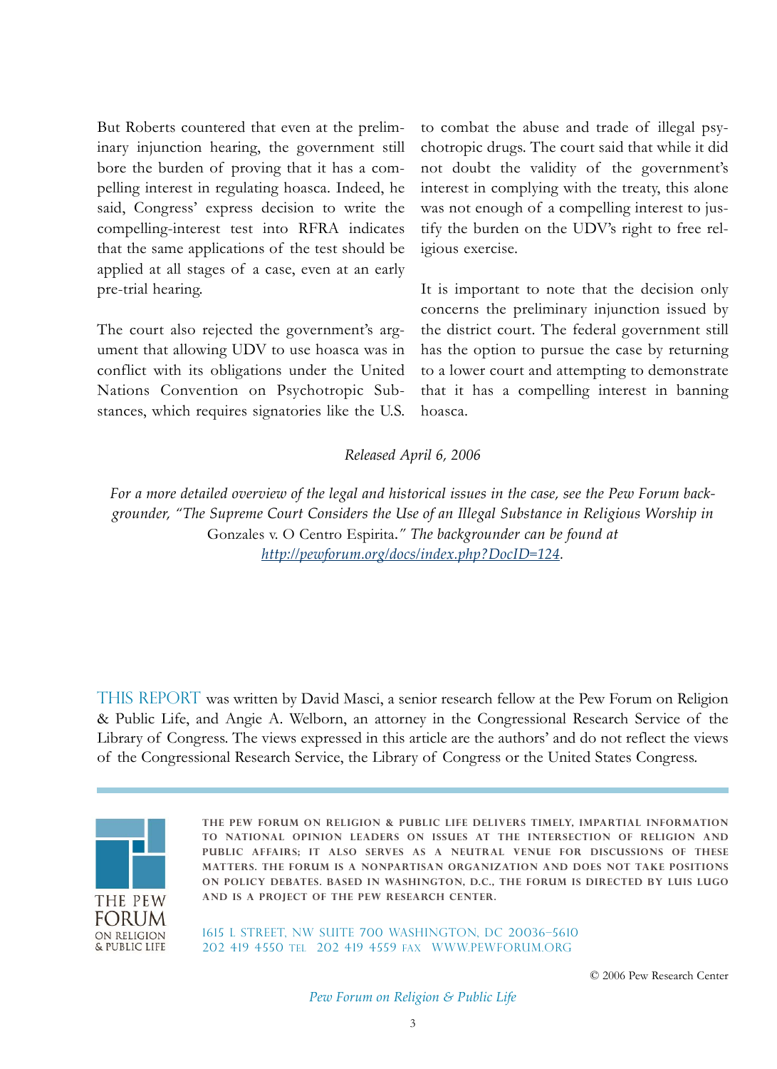But Roberts countered that even at the preliminary injunction hearing, the government still bore the burden of proving that it has a compelling interest in regulating hoasca. Indeed, he said, Congress' express decision to write the compelling-interest test into RFRA indicates that the same applications of the test should be applied at all stages of a case, even at an early pre-trial hearing.

The court also rejected the government's argument that allowing UDV to use hoasca was in conflict with its obligations under the United Nations Convention on Psychotropic Substances, which requires signatories like the U.S. to combat the abuse and trade of illegal psychotropic drugs. The court said that while it did not doubt the validity of the government's interest in complying with the treaty, this alone was not enough of a compelling interest to justify the burden on the UDV's right to free religious exercise.

It is important to note that the decision only concerns the preliminary injunction issued by the district court. The federal government still has the option to pursue the case by returning to a lower court and attempting to demonstrate that it has a compelling interest in banning hoasca.

*Released April 6, 2006*

*For a more detailed overview of the legal and historical issues in the case, see the Pew Forum backgrounder, "The Supreme Court Considers the Use of an Illegal Substance in Religious Worship in* Gonzales v. O Centro Espirita.*" The backgrounder can be found at [http://pewforum.org/docs/index.php?DocID=124](http://pewforum.org/docs/index.php?DocID=124).*

THIS REPORT was written by David Masci, a senior research fellow at the Pew Forum on Religion & Public Life, and Angie A. Welborn, an attorney in the Congressional Research Service of the Library of Congress. The views expressed in this article are the authors' and do not reflect the views of the Congressional Research Service, the Library of Congress or the United States Congress.

THE PEW FORUM ON RELIGION & PUBLIC LIFE

THE PEW FORUM ON RELIGION & PUBLIC LIFE DELIVERS TIMELY, IMPARTIAL INFORMATION TO NATIONAL OPINION LEADERS ON ISSUES AT THE INTERSECTION OF RELIGION AND PUBLIC AFFAIRS; IT ALSO SERVES AS A NEUTRAL VENUE FOR DISCUSSIONS OF THESE MATTERS. THE FORUM IS A NONPARTISAN ORGANIZATION AND DOES NOT TAKE POSITIONS ON POLICY DEBATES. BASED IN WASHINGTON, D.C., THE FORUM IS DIRECTED BY LUIS LUGO AND IS A PROJECT OF THE PEW RESEARCH CENTER.

1615 L STREET, NW SUITE 700 WASHINGTON, DC 20036-5610
202 419 4550 TEL 202 419 4559 FAX WWW.PEWFORUM.ORG

© 2006 Pew Research Center